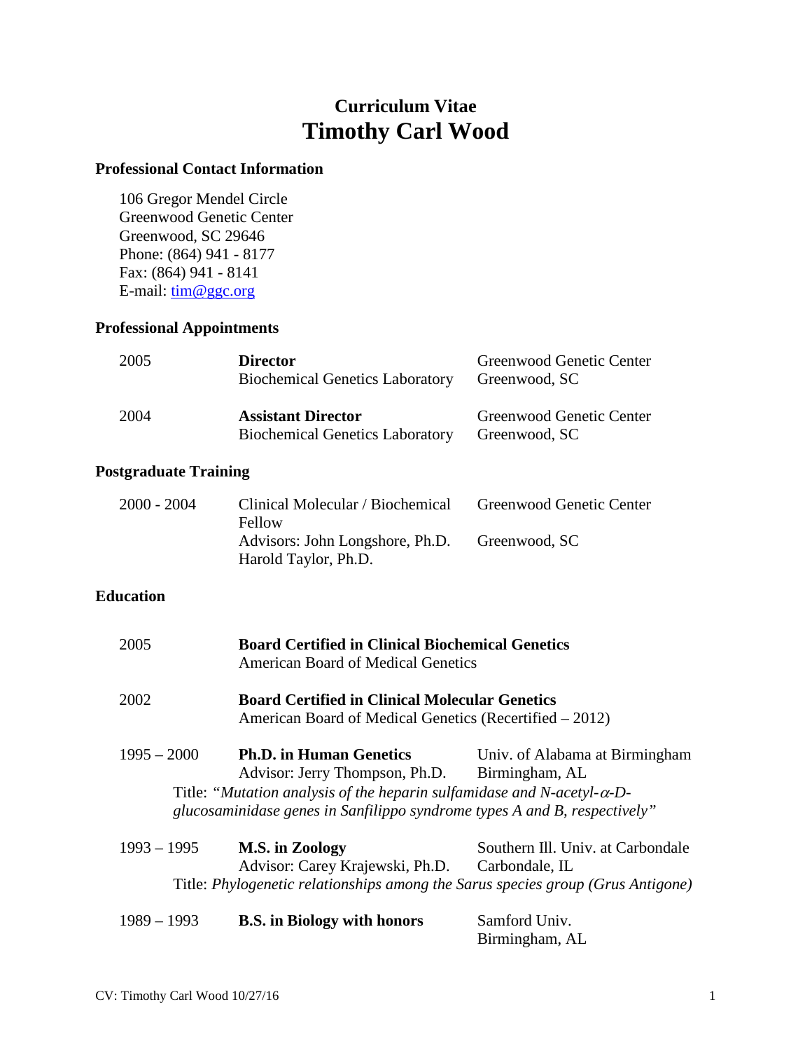# Curriculum Vitae
# Timothy Carl Wood

## Professional Contact Information

106 Gregor Mendel Circle
Greenwood Genetic Center
Greenwood, SC 29646
Phone: (864) 941 - 8177
Fax: (864) 941 - 8141
E-mail: tim@ggc.org

## Professional Appointments

| | | |
|---|---|---|
| 2005 | **Director**<br>Biochemical Genetics Laboratory | Greenwood Genetic Center<br>Greenwood, SC |
| 2004 | **Assistant Director**<br>Biochemical Genetics Laboratory | Greenwood Genetic Center<br>Greenwood, SC |

## Postgraduate Training

| | | |
|---|---|---|
| 2000 - 2004 | Clinical Molecular / Biochemical Fellow<br>Advisors: John Longshore, Ph.D.<br>Harold Taylor, Ph.D. | Greenwood Genetic Center<br>Greenwood, SC |

## Education

2005 — **Board Certified in Clinical Biochemical Genetics**
American Board of Medical Genetics

2002 — **Board Certified in Clinical Molecular Genetics**
American Board of Medical Genetics (Recertified – 2012)

1995 – 2000 — **Ph.D. in Human Genetics** — Univ. of Alabama at Birmingham, Birmingham, AL
Advisor: Jerry Thompson, Ph.D.
Title: *"Mutation analysis of the heparin sulfamidase and N-acetyl-α-D-glucosaminidase genes in Sanfilippo syndrome types A and B, respectively"*

1993 – 1995 — **M.S. in Zoology** — Southern Ill. Univ. at Carbondale, Carbondale, IL
Advisor: Carey Krajewski, Ph.D.
Title: *Phylogenetic relationships among the Sarus species group (Grus Antigone)*

1989 – 1993 — **B.S. in Biology with honors** — Samford Univ., Birmingham, AL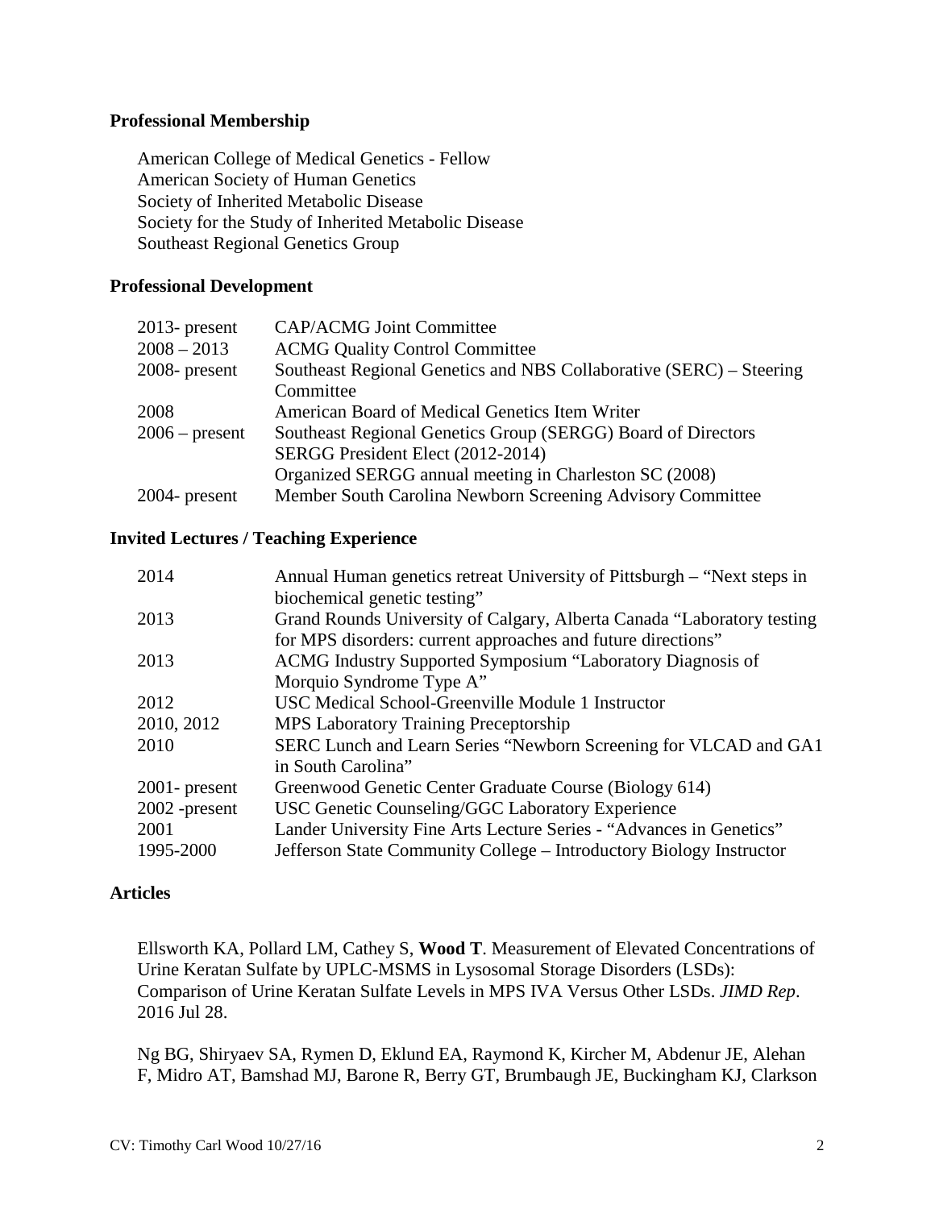## Professional Membership

American College of Medical Genetics - Fellow
American Society of Human Genetics
Society of Inherited Metabolic Disease
Society for the Study of Inherited Metabolic Disease
Southeast Regional Genetics Group

## Professional Development

| | |
|---|---|
| 2013- present | CAP/ACMG Joint Committee |
| 2008 – 2013 | ACMG Quality Control Committee |
| 2008- present | Southeast Regional Genetics and NBS Collaborative (SERC) – Steering Committee |
| 2008 | American Board of Medical Genetics Item Writer |
| 2006 – present | Southeast Regional Genetics Group (SERGG) Board of Directors<br>SERGG President Elect (2012-2014)<br>Organized SERGG annual meeting in Charleston SC (2008) |
| 2004- present | Member South Carolina Newborn Screening Advisory Committee |

## Invited Lectures / Teaching Experience

| | |
|---|---|
| 2014 | Annual Human genetics retreat University of Pittsburgh – "Next steps in biochemical genetic testing" |
| 2013 | Grand Rounds University of Calgary, Alberta Canada "Laboratory testing for MPS disorders: current approaches and future directions" |
| 2013 | ACMG Industry Supported Symposium "Laboratory Diagnosis of Morquio Syndrome Type A" |
| 2012 | USC Medical School-Greenville Module 1 Instructor |
| 2010, 2012 | MPS Laboratory Training Preceptorship |
| 2010 | SERC Lunch and Learn Series "Newborn Screening for VLCAD and GA1 in South Carolina" |
| 2001- present | Greenwood Genetic Center Graduate Course (Biology 614) |
| 2002 -present | USC Genetic Counseling/GGC Laboratory Experience |
| 2001 | Lander University Fine Arts Lecture Series - "Advances in Genetics" |
| 1995-2000 | Jefferson State Community College – Introductory Biology Instructor |

## Articles

Ellsworth KA, Pollard LM, Cathey S, **Wood T**. Measurement of Elevated Concentrations of Urine Keratan Sulfate by UPLC-MSMS in Lysosomal Storage Disorders (LSDs): Comparison of Urine Keratan Sulfate Levels in MPS IVA Versus Other LSDs. *JIMD Rep*. 2016 Jul 28.

Ng BG, Shiryaev SA, Rymen D, Eklund EA, Raymond K, Kircher M, Abdenur JE, Alehan F, Midro AT, Bamshad MJ, Barone R, Berry GT, Brumbaugh JE, Buckingham KJ, Clarkson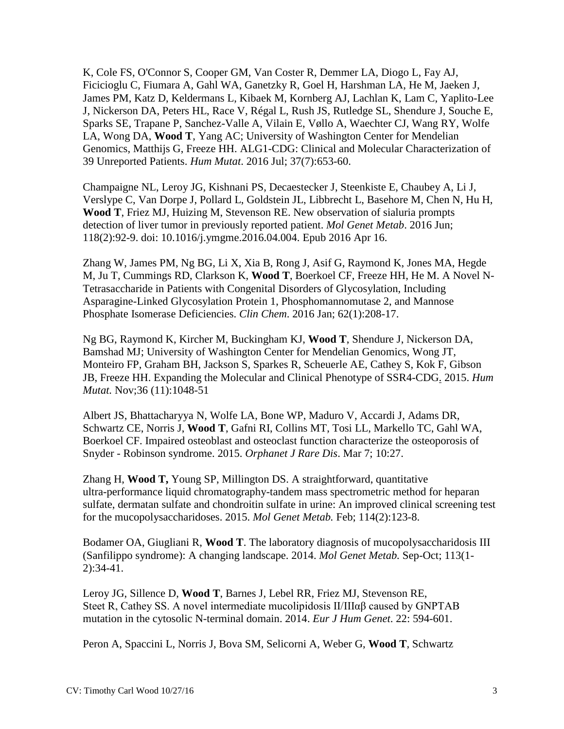K, Cole FS, O'Connor S, Cooper GM, Van Coster R, Demmer LA, Diogo L, Fay AJ, Ficicioglu C, Fiumara A, Gahl WA, Ganetzky R, Goel H, Harshman LA, He M, Jaeken J, James PM, Katz D, Keldermans L, Kibaek M, Kornberg AJ, Lachlan K, Lam C, Yaplito-Lee J, Nickerson DA, Peters HL, Race V, Régal L, Rush JS, Rutledge SL, Shendure J, Souche E, Sparks SE, Trapane P, Sanchez-Valle A, Vilain E, Vøllo A, Waechter CJ, Wang RY, Wolfe LA, Wong DA, **Wood T**, Yang AC; University of Washington Center for Mendelian Genomics, Matthijs G, Freeze HH. ALG1-CDG: Clinical and Molecular Characterization of 39 Unreported Patients. *Hum Mutat*. 2016 Jul; 37(7):653-60.

Champaigne NL, Leroy JG, Kishnani PS, Decaestecker J, Steenkiste E, Chaubey A, Li J, Verslype C, Van Dorpe J, Pollard L, Goldstein JL, Libbrecht L, Basehore M, Chen N, Hu H, **Wood T**, Friez MJ, Huizing M, Stevenson RE. New observation of sialuria prompts detection of liver tumor in previously reported patient. *Mol Genet Metab*. 2016 Jun; 118(2):92-9. doi: 10.1016/j.ymgme.2016.04.004. Epub 2016 Apr 16.

Zhang W, James PM, Ng BG, Li X, Xia B, Rong J, Asif G, Raymond K, Jones MA, Hegde M, Ju T, Cummings RD, Clarkson K, **Wood T**, Boerkoel CF, Freeze HH, He M. A Novel N-Tetrasaccharide in Patients with Congenital Disorders of Glycosylation, Including Asparagine-Linked Glycosylation Protein 1, Phosphomannomutase 2, and Mannose Phosphate Isomerase Deficiencies. *Clin Chem*. 2016 Jan; 62(1):208-17.

Ng BG, Raymond K, Kircher M, Buckingham KJ, **Wood T**, Shendure J, Nickerson DA, Bamshad MJ; University of Washington Center for Mendelian Genomics, Wong JT, Monteiro FP, Graham BH, Jackson S, Sparkes R, Scheuerle AE, Cathey S, Kok F, Gibson JB, Freeze HH. Expanding the Molecular and Clinical Phenotype of SSR4-CDG. 2015. *Hum Mutat.* Nov;36 (11):1048-51

Albert JS, Bhattacharyya N, Wolfe LA, Bone WP, Maduro V, Accardi J, Adams DR, Schwartz CE, Norris J, **Wood T**, Gafni RI, Collins MT, Tosi LL, Markello TC, Gahl WA, Boerkoel CF. Impaired osteoblast and osteoclast function characterize the osteoporosis of Snyder - Robinson syndrome. 2015. *Orphanet J Rare Dis*. Mar 7; 10:27.

Zhang H, **Wood T,** Young SP, Millington DS. A straightforward, quantitative ultra-performance liquid chromatography-tandem mass spectrometric method for heparan sulfate, dermatan sulfate and chondroitin sulfate in urine: An improved clinical screening test for the mucopolysaccharidoses. 2015. *Mol Genet Metab.* Feb; 114(2):123-8.

Bodamer OA, Giugliani R, **Wood T**. The laboratory diagnosis of mucopolysaccharidosis III (Sanfilippo syndrome): A changing landscape. 2014. *Mol Genet Metab.* Sep-Oct; 113(1-2):34-41.

Leroy JG, Sillence D, **Wood T**, Barnes J, Lebel RR, Friez MJ, Stevenson RE, Steet R, Cathey SS. A novel intermediate mucolipidosis II/IIIαβ caused by GNPTAB mutation in the cytosolic N-terminal domain. 2014. *Eur J Hum Genet*. 22: 594-601.

Peron A, Spaccini L, Norris J, Bova SM, Selicorni A, Weber G, **Wood T**, Schwartz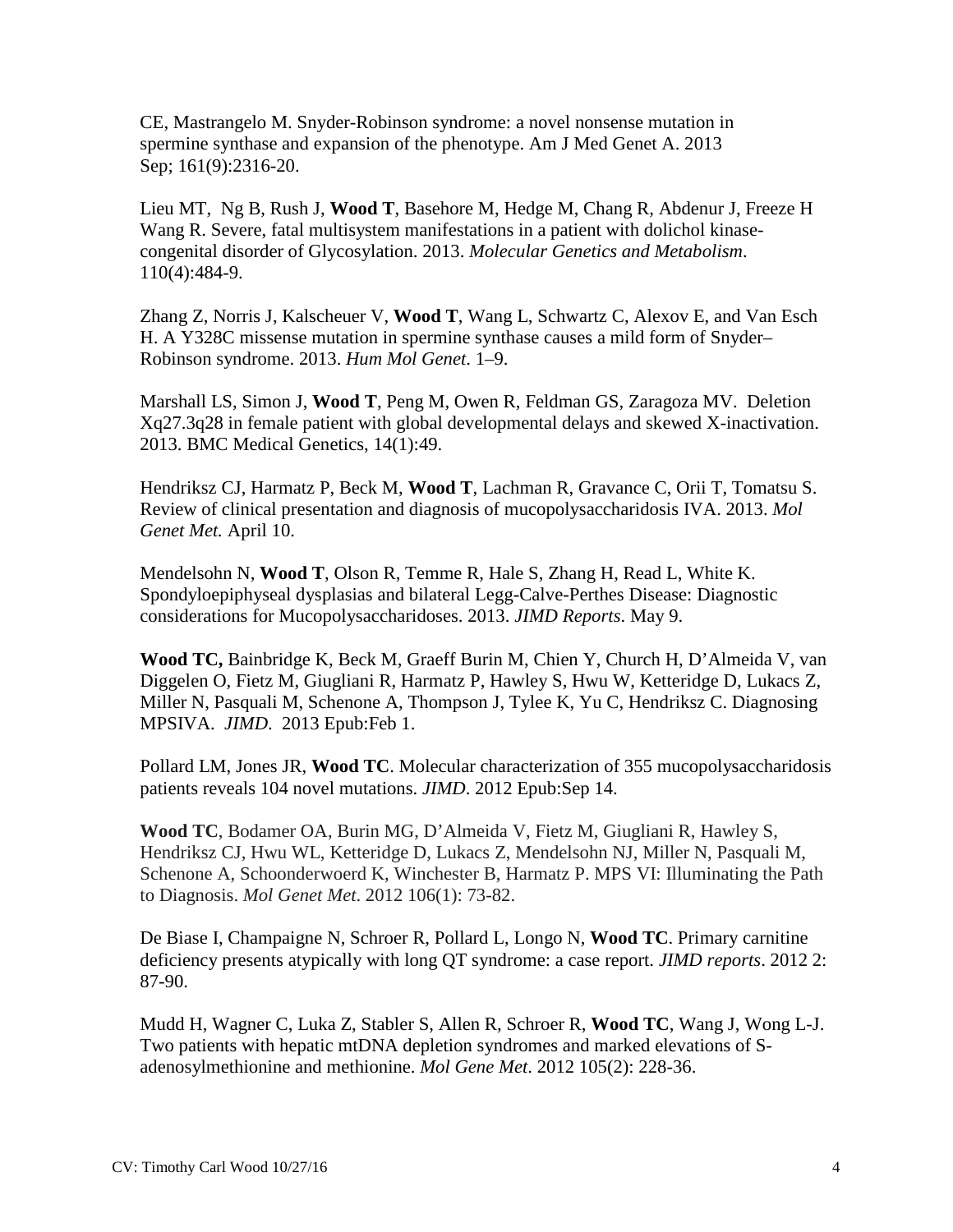CE, Mastrangelo M. Snyder-Robinson syndrome: a novel nonsense mutation in spermine synthase and expansion of the phenotype. Am J Med Genet A. 2013 Sep; 161(9):2316-20.

Lieu MT, Ng B, Rush J, **Wood T**, Basehore M, Hedge M, Chang R, Abdenur J, Freeze H Wang R. Severe, fatal multisystem manifestations in a patient with dolichol kinase-congenital disorder of Glycosylation. 2013. *Molecular Genetics and Metabolism*. 110(4):484-9.

Zhang Z, Norris J, Kalscheuer V, **Wood T**, Wang L, Schwartz C, Alexov E, and Van Esch H. A Y328C missense mutation in spermine synthase causes a mild form of Snyder–Robinson syndrome. 2013. *Hum Mol Genet*. 1–9.

Marshall LS, Simon J, **Wood T**, Peng M, Owen R, Feldman GS, Zaragoza MV. Deletion Xq27.3q28 in female patient with global developmental delays and skewed X-inactivation. 2013. BMC Medical Genetics, 14(1):49.

Hendriksz CJ, Harmatz P, Beck M, **Wood T**, Lachman R, Gravance C, Orii T, Tomatsu S. Review of clinical presentation and diagnosis of mucopolysaccharidosis IVA. 2013. *Mol Genet Met.* April 10.

Mendelsohn N, **Wood T**, Olson R, Temme R, Hale S, Zhang H, Read L, White K. Spondyloepiphyseal dysplasias and bilateral Legg-Calve-Perthes Disease: Diagnostic considerations for Mucopolysaccharidoses. 2013. *JIMD Reports*. May 9.

**Wood TC,** Bainbridge K, Beck M, Graeff Burin M, Chien Y, Church H, D'Almeida V, van Diggelen O, Fietz M, Giugliani R, Harmatz P, Hawley S, Hwu W, Ketteridge D, Lukacs Z, Miller N, Pasquali M, Schenone A, Thompson J, Tylee K, Yu C, Hendriksz C. Diagnosing MPSIVA. *JIMD.* 2013 Epub:Feb 1.

Pollard LM, Jones JR, **Wood TC**. Molecular characterization of 355 mucopolysaccharidosis patients reveals 104 novel mutations. *JIMD*. 2012 Epub:Sep 14.

**Wood TC**, Bodamer OA, Burin MG, D'Almeida V, Fietz M, Giugliani R, Hawley S, Hendriksz CJ, Hwu WL, Ketteridge D, Lukacs Z, Mendelsohn NJ, Miller N, Pasquali M, Schenone A, Schoonderwoerd K, Winchester B, Harmatz P. MPS VI: Illuminating the Path to Diagnosis. *Mol Genet Met*. 2012 106(1): 73-82.

De Biase I, Champaigne N, Schroer R, Pollard L, Longo N, **Wood TC**. Primary carnitine deficiency presents atypically with long QT syndrome: a case report. *JIMD reports*. 2012 2: 87-90.

Mudd H, Wagner C, Luka Z, Stabler S, Allen R, Schroer R, **Wood TC**, Wang J, Wong L-J. Two patients with hepatic mtDNA depletion syndromes and marked elevations of S-adenosylmethionine and methionine. *Mol Gene Met*. 2012 105(2): 228-36.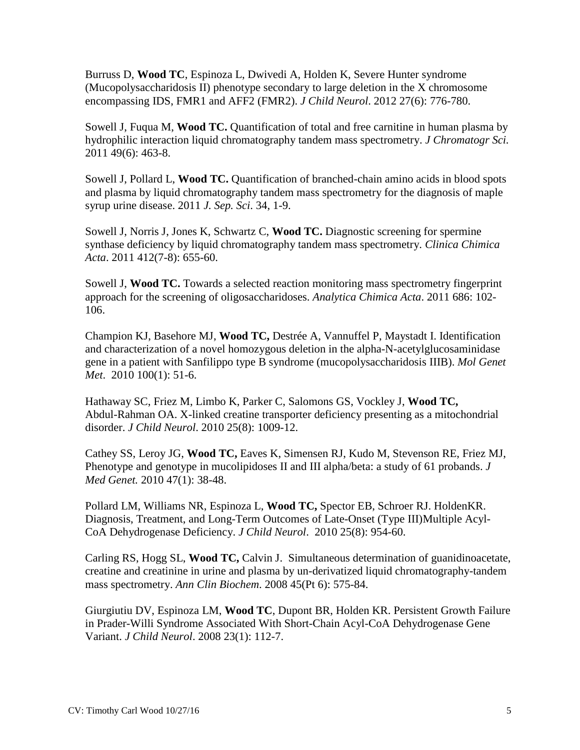Burruss D, **Wood TC**, Espinoza L, Dwivedi A, Holden K, Severe Hunter syndrome (Mucopolysaccharidosis II) phenotype secondary to large deletion in the X chromosome encompassing IDS, FMR1 and AFF2 (FMR2). *J Child Neurol*. 2012 27(6): 776-780.

Sowell J, Fuqua M, **Wood TC.** Quantification of total and free carnitine in human plasma by hydrophilic interaction liquid chromatography tandem mass spectrometry. *J Chromatogr Sci.* 2011 49(6): 463-8.

Sowell J, Pollard L, **Wood TC.** Quantification of branched-chain amino acids in blood spots and plasma by liquid chromatography tandem mass spectrometry for the diagnosis of maple syrup urine disease. 2011 *J. Sep. Sci*. 34, 1-9.

Sowell J, Norris J, Jones K, Schwartz C, **Wood TC.** Diagnostic screening for spermine synthase deficiency by liquid chromatography tandem mass spectrometry. *Clinica Chimica Acta*. 2011 412(7-8): 655-60.

Sowell J, **Wood TC.** Towards a selected reaction monitoring mass spectrometry fingerprint approach for the screening of oligosaccharidoses. *Analytica Chimica Acta*. 2011 686: 102-106.

Champion KJ, Basehore MJ, **Wood TC,** Destrée A, Vannuffel P, Maystadt I. Identification and characterization of a novel homozygous deletion in the alpha-N-acetylglucosaminidase gene in a patient with Sanfilippo type B syndrome (mucopolysaccharidosis IIIB). *Mol Genet Met*. 2010 100(1): 51-6.

Hathaway SC, Friez M, Limbo K, Parker C, Salomons GS, Vockley J, **Wood TC,** Abdul-Rahman OA. X-linked creatine transporter deficiency presenting as a mitochondrial disorder. *J Child Neurol*. 2010 25(8): 1009-12.

Cathey SS, Leroy JG, **Wood TC,** Eaves K, Simensen RJ, Kudo M, Stevenson RE, Friez MJ, Phenotype and genotype in mucolipidoses II and III alpha/beta: a study of 61 probands. *J Med Genet.* 2010 47(1): 38-48.

Pollard LM, Williams NR, Espinoza L, **Wood TC,** Spector EB, Schroer RJ. HoldenKR. Diagnosis, Treatment, and Long-Term Outcomes of Late-Onset (Type III)Multiple Acyl-CoA Dehydrogenase Deficiency. *J Child Neurol*. 2010 25(8): 954-60.

Carling RS, Hogg SL, **Wood TC,** Calvin J. Simultaneous determination of guanidinoacetate, creatine and creatinine in urine and plasma by un-derivatized liquid chromatography-tandem mass spectrometry. *Ann Clin Biochem.* 2008 45(Pt 6): 575-84.

Giurgiutiu DV, Espinoza LM, **Wood TC**, Dupont BR, Holden KR. Persistent Growth Failure in Prader-Willi Syndrome Associated With Short-Chain Acyl-CoA Dehydrogenase Gene Variant. *J Child Neurol*. 2008 23(1): 112-7.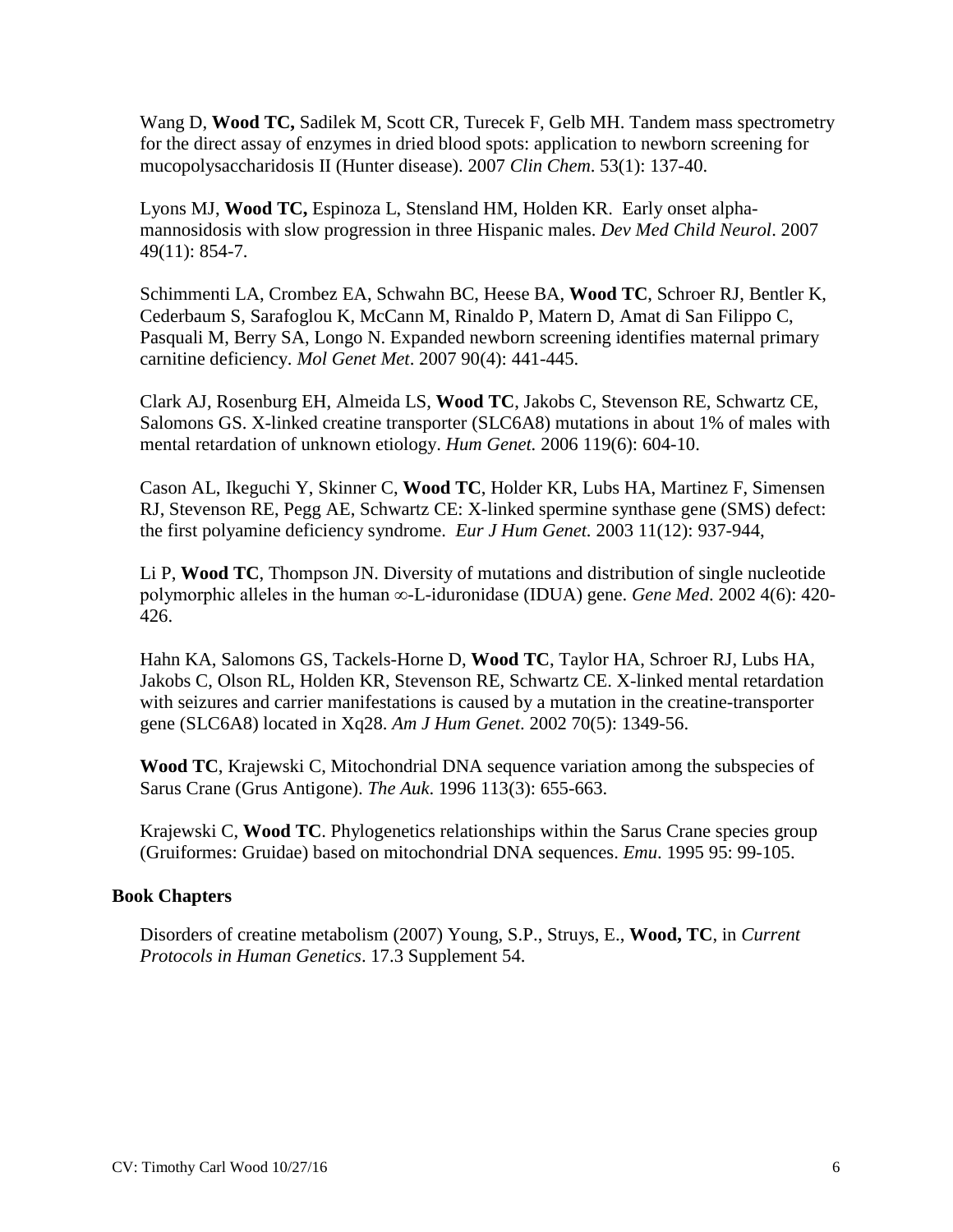Wang D, **Wood TC,** Sadilek M, Scott CR, Turecek F, Gelb MH. Tandem mass spectrometry for the direct assay of enzymes in dried blood spots: application to newborn screening for mucopolysaccharidosis II (Hunter disease). 2007 *Clin Chem*. 53(1): 137-40.

Lyons MJ, **Wood TC,** Espinoza L, Stensland HM, Holden KR. Early onset alpha-mannosidosis with slow progression in three Hispanic males. *Dev Med Child Neurol*. 2007 49(11): 854-7.

Schimmenti LA, Crombez EA, Schwahn BC, Heese BA, **Wood TC**, Schroer RJ, Bentler K, Cederbaum S, Sarafoglou K, McCann M, Rinaldo P, Matern D, Amat di San Filippo C, Pasquali M, Berry SA, Longo N. Expanded newborn screening identifies maternal primary carnitine deficiency. *Mol Genet Met*. 2007 90(4): 441-445.

Clark AJ, Rosenburg EH, Almeida LS, **Wood TC**, Jakobs C, Stevenson RE, Schwartz CE, Salomons GS. X-linked creatine transporter (SLC6A8) mutations in about 1% of males with mental retardation of unknown etiology. *Hum Genet.* 2006 119(6): 604-10.

Cason AL, Ikeguchi Y, Skinner C, **Wood TC**, Holder KR, Lubs HA, Martinez F, Simensen RJ, Stevenson RE, Pegg AE, Schwartz CE: X-linked spermine synthase gene (SMS) defect: the first polyamine deficiency syndrome. *Eur J Hum Genet.* 2003 11(12): 937-944,

Li P, **Wood TC**, Thompson JN. Diversity of mutations and distribution of single nucleotide polymorphic alleles in the human ∞-L-iduronidase (IDUA) gene. *Gene Med*. 2002 4(6): 420-426.

Hahn KA, Salomons GS, Tackels-Horne D, **Wood TC**, Taylor HA, Schroer RJ, Lubs HA, Jakobs C, Olson RL, Holden KR, Stevenson RE, Schwartz CE. X-linked mental retardation with seizures and carrier manifestations is caused by a mutation in the creatine-transporter gene (SLC6A8) located in Xq28. *Am J Hum Genet*. 2002 70(5): 1349-56.

**Wood TC**, Krajewski C, Mitochondrial DNA sequence variation among the subspecies of Sarus Crane (Grus Antigone). *The Auk*. 1996 113(3): 655-663.

Krajewski C, **Wood TC**. Phylogenetics relationships within the Sarus Crane species group (Gruiformes: Gruidae) based on mitochondrial DNA sequences. *Emu*. 1995 95: 99-105.

**Book Chapters**

Disorders of creatine metabolism (2007) Young, S.P., Struys, E., **Wood, TC**, in *Current Protocols in Human Genetics*. 17.3 Supplement 54.